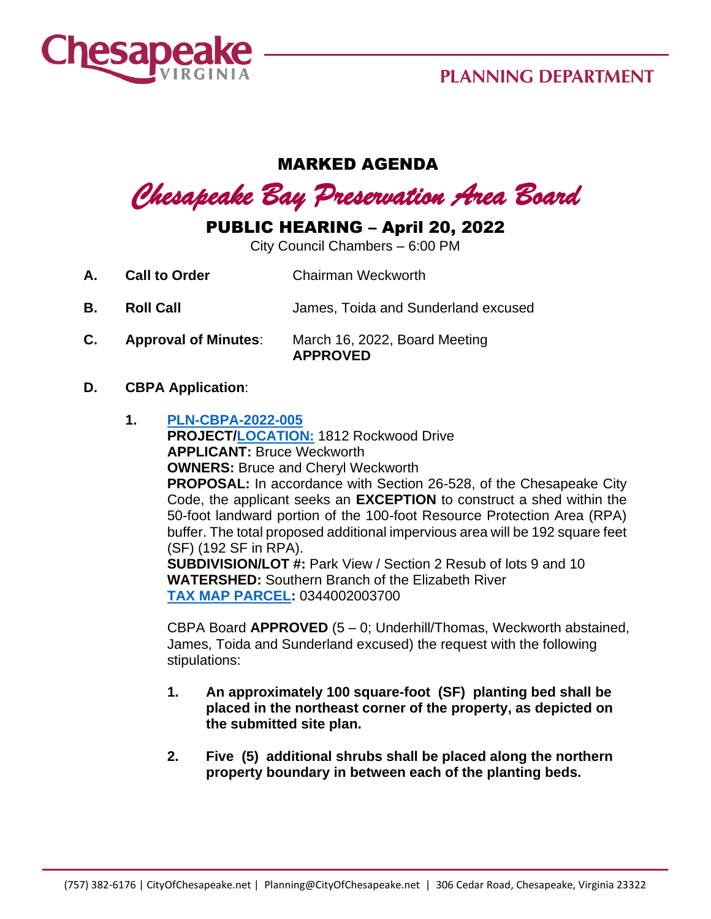PLANNING DEPARTMENT

# MARKED AGENDA

## *Chesapeake Bay Preservation Area Board*

## PUBLIC HEARING – April 20, 2022

City Council Chambers – 6:00 PM

**A. Call to Order** Chairman Weckworth

**B. Roll Call** James, Toida and Sunderland excused

**C. Approval of Minutes**: March 16, 2022, Board Meeting
**APPROVED**

**D. CBPA Application**:

**1. PLN-CBPA-2022-005**
**PROJECT/LOCATION:** 1812 Rockwood Drive
**APPLICANT:** Bruce Weckworth
**OWNERS:** Bruce and Cheryl Weckworth
**PROPOSAL:** In accordance with Section 26-528, of the Chesapeake City Code, the applicant seeks an **EXCEPTION** to construct a shed within the 50-foot landward portion of the 100-foot Resource Protection Area (RPA) buffer. The total proposed additional impervious area will be 192 square feet (SF) (192 SF in RPA).
**SUBDIVISION/LOT #:** Park View / Section 2 Resub of lots 9 and 10
**WATERSHED:** Southern Branch of the Elizabeth River
**TAX MAP PARCEL:** 0344002003700

CBPA Board **APPROVED** (5 – 0; Underhill/Thomas, Weckworth abstained, James, Toida and Sunderland excused) the request with the following stipulations:

1. **An approximately 100 square-foot (SF) planting bed shall be placed in the northeast corner of the property, as depicted on the submitted site plan.**

2. **Five (5) additional shrubs shall be placed along the northern property boundary in between each of the planting beds.**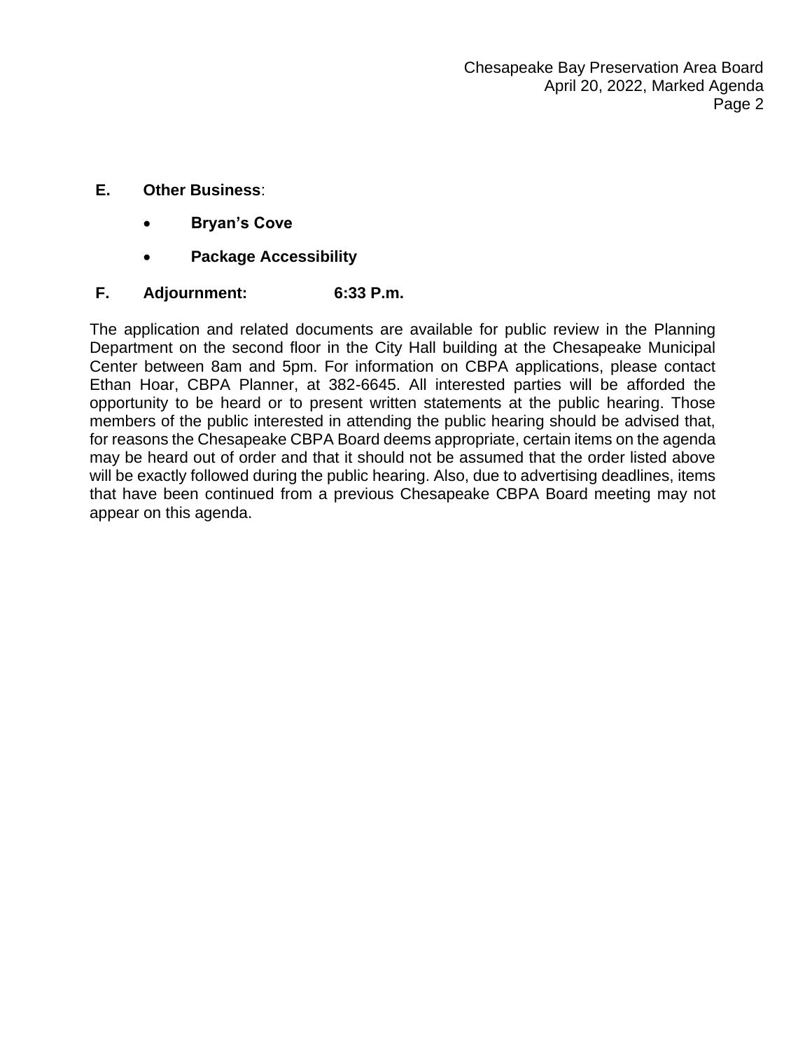**E. Other Business**:

- **Bryan's Cove**
- **Package Accessibility**

**F. Adjournment: 6:33 P.m.**

The application and related documents are available for public review in the Planning Department on the second floor in the City Hall building at the Chesapeake Municipal Center between 8am and 5pm. For information on CBPA applications, please contact Ethan Hoar, CBPA Planner, at 382-6645. All interested parties will be afforded the opportunity to be heard or to present written statements at the public hearing. Those members of the public interested in attending the public hearing should be advised that, for reasons the Chesapeake CBPA Board deems appropriate, certain items on the agenda may be heard out of order and that it should not be assumed that the order listed above will be exactly followed during the public hearing. Also, due to advertising deadlines, items that have been continued from a previous Chesapeake CBPA Board meeting may not appear on this agenda.